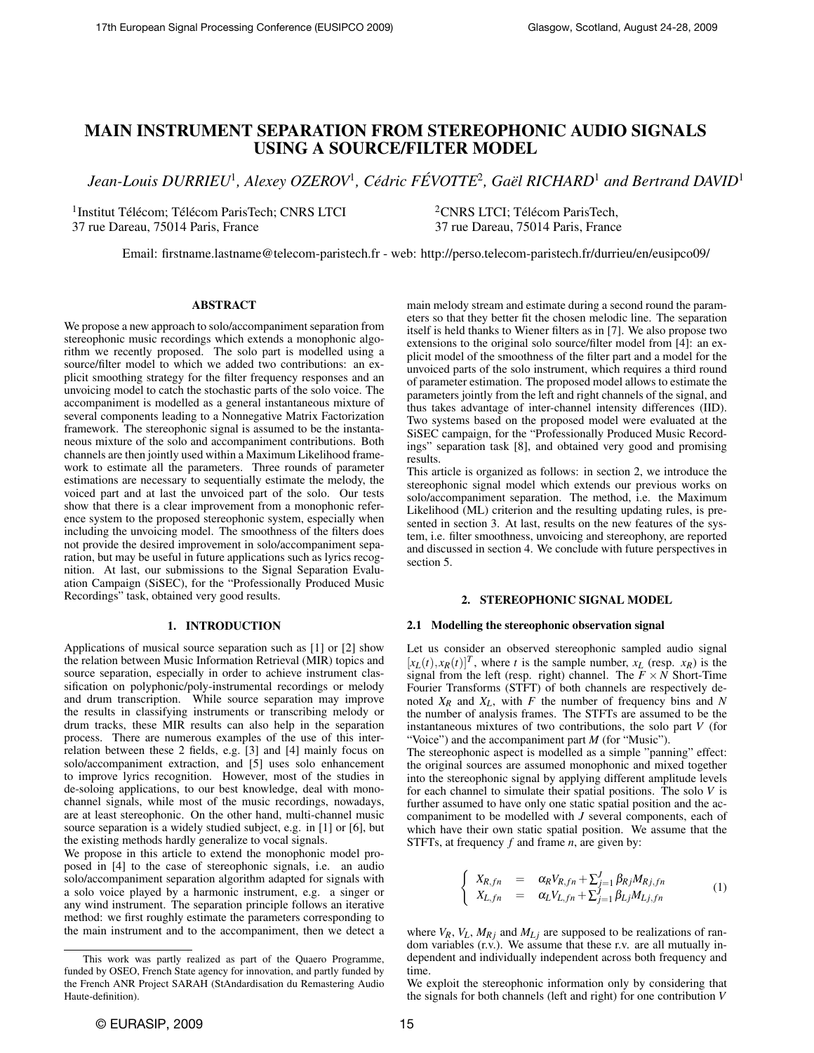// MAIN INSTRUMENT SEPARATION FROM STEREOPHONIC AUDIO SIGNALS USING A SOURCE/FILTER MODEL

*Jean-Louis DURRIEU*[1], *Alexey OZEROV*[1], *Cédric FÉVOTTE*[2], *Gaël RICHARD*[1] *and Bertrand DAVID*[1]

[1]Institut Télécom; Télécom ParisTech; CNRS LTCI
37 rue Dareau, 75014 Paris, France

[2]CNRS LTCI; Télécom ParisTech,
37 rue Dareau, 75014 Paris, France

Email: firstname.lastname@telecom-paristech.fr - web: http://perso.telecom-paristech.fr/durrieu/en/eusipco09/

## ABSTRACT

We propose a new approach to solo/accompaniment separation from stereophonic music recordings which extends a monophonic algorithm we recently proposed. The solo part is modelled using a source/filter model to which we added two contributions: an explicit smoothing strategy for the filter frequency responses and an unvoicing model to catch the stochastic parts of the solo voice. The accompaniment is modelled as a general instantaneous mixture of several components leading to a Nonnegative Matrix Factorization framework. The stereophonic signal is assumed to be the instantaneous mixture of the solo and accompaniment contributions. Both channels are then jointly used within a Maximum Likelihood framework to estimate all the parameters. Three rounds of parameter estimations are necessary to sequentially estimate the melody, the voiced part and at last the unvoiced part of the solo. Our tests show that there is a clear improvement from a monophonic reference system to the proposed stereophonic system, especially when including the unvoicing model. The smoothness of the filters does not provide the desired improvement in solo/accompaniment separation, but may be useful in future applications such as lyrics recognition. At last, our submissions to the Signal Separation Evaluation Campaign (SiSEC), for the "Professionally Produced Music Recordings" task, obtained very good results.

## 1. INTRODUCTION

Applications of musical source separation such as [1] or [2] show the relation between Music Information Retrieval (MIR) topics and source separation, especially in order to achieve instrument classification on polyphonic/poly-instrumental recordings or melody and drum transcription. While source separation may improve the results in classifying instruments or transcribing melody or drum tracks, these MIR results can also help in the separation process. There are numerous examples of the use of this interrelation between these 2 fields, e.g. [3] and [4] mainly focus on solo/accompaniment extraction, and [5] uses solo enhancement to improve lyrics recognition. However, most of the studies in de-soloing applications, to our best knowledge, deal with monochannel signals, while most of the music recordings, nowadays, are at least stereophonic. On the other hand, multi-channel music source separation is a widely studied subject, e.g. in [1] or [6], but the existing methods hardly generalize to vocal signals.

We propose in this article to extend the monophonic model proposed in [4] to the case of stereophonic signals, i.e. an audio solo/accompaniment separation algorithm adapted for signals with a solo voice played by a harmonic instrument, e.g. a singer or any wind instrument. The separation principle follows an iterative method: we first roughly estimate the parameters corresponding to the main instrument and to the accompaniment, then we detect a main melody stream and estimate during a second round the parameters so that they better fit the chosen melodic line. The separation itself is held thanks to Wiener filters as in [7]. We also propose two extensions to the original solo source/filter model from [4]: an explicit model of the smoothness of the filter part and a model for the unvoiced parts of the solo instrument, which requires a third round of parameter estimation. The proposed model allows to estimate the parameters jointly from the left and right channels of the signal, and thus takes advantage of inter-channel intensity differences (IID). Two systems based on the proposed model were evaluated at the SiSEC campaign, for the "Professionally Produced Music Recordings" separation task [8], and obtained very good and promising results.

This article is organized as follows: in section 2, we introduce the stereophonic signal model which extends our previous works on solo/accompaniment separation. The method, i.e. the Maximum Likelihood (ML) criterion and the resulting updating rules, is presented in section 3. At last, results on the new features of the system, i.e. filter smoothness, unvoicing and stereophony, are reported and discussed in section 4. We conclude with future perspectives in section 5.

## 2. STEREOPHONIC SIGNAL MODEL

### 2.1 Modelling the stereophonic observation signal

Let us consider an observed stereophonic sampled audio signal $[x_L(t), x_R(t)]^T$, where $t$ is the sample number, $x_L$ (resp. $x_R$) is the signal from the left (resp. right) channel. The $F \times N$ Short-Time Fourier Transforms (STFT) of both channels are respectively denoted $X_R$ and $X_L$, with $F$ the number of frequency bins and $N$ the number of analysis frames. The STFTs are assumed to be the instantaneous mixtures of two contributions, the solo part $V$ (for "Voice") and the accompaniment part $M$ (for "Music").

The stereophonic aspect is modelled as a simple "panning" effect: the original sources are assumed monophonic and mixed together into the stereophonic signal by applying different amplitude levels for each channel to simulate their spatial positions. The solo $V$ is further assumed to have only one static spatial position and the accompaniment to be modelled with $J$ several components, each of which have their own static spatial position. We assume that the STFTs, at frequency $f$ and frame $n$, are given by:

$$\begin{cases} X_{R,fn} = \alpha_R V_{R,fn} + \sum_{j=1}^{J} \beta_{Rj} M_{Rj,fn} \\ X_{L,fn} = \alpha_L V_{L,fn} + \sum_{j=1}^{J} \beta_{Lj} M_{Lj,fn} \end{cases} \quad (1)$$

where $V_R$, $V_L$, $M_{Rj}$ and $M_{Lj}$ are supposed to be realizations of random variables (r.v.). We assume that these r.v. are all mutually independent and individually independent across both frequency and time.

We exploit the stereophonic information only by considering that the signals for both channels (left and right) for one contribution $V$

---

This work was partly realized as part of the Quaero Programme, funded by OSEO, French State agency for innovation, and partly funded by the French ANR Project SARAH (StAndardisation du Remastering Audio Haute-definition).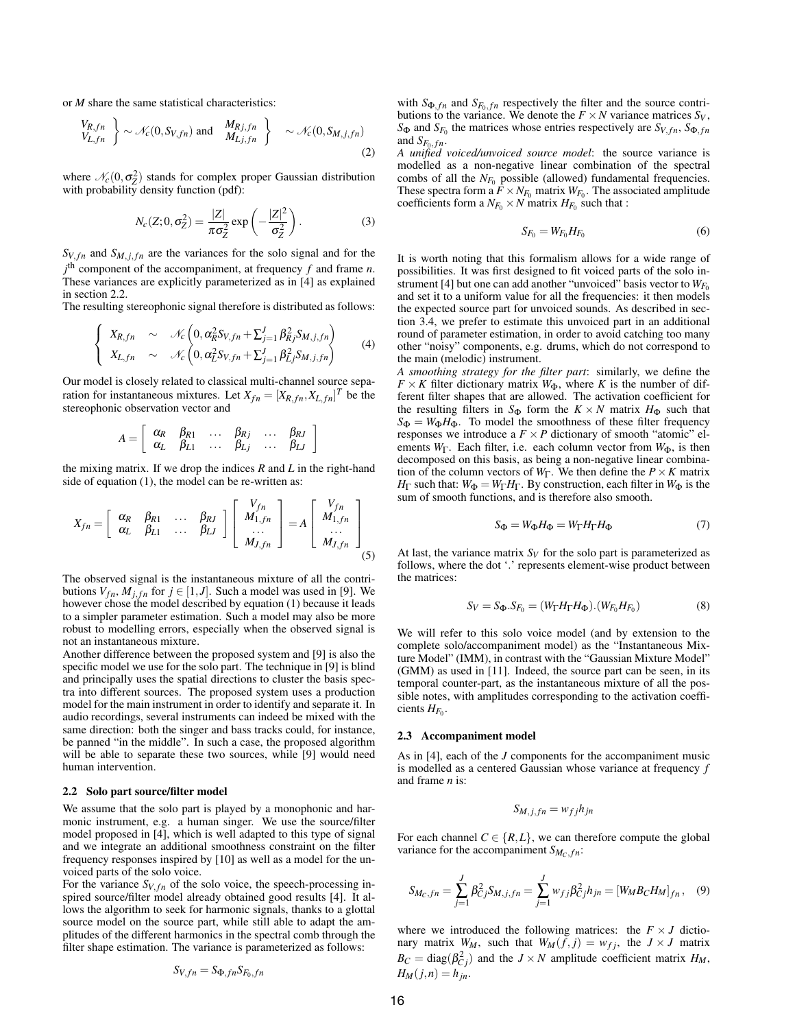or $M$ share the same statistical characteristics:

$$\left.\begin{array}{l} V_{R,fn} \\ V_{L,fn} \end{array}\right\} \sim \mathcal{N}_c(0, S_{V,fn}) \text{ and } \left.\begin{array}{l} M_{Rj,fn} \\ M_{Lj,fn} \end{array}\right\} \sim \mathcal{N}_c(0, S_{M,j,fn}) \tag{2}$$

where $\mathcal{N}_c(0, \sigma_Z^2)$ stands for complex proper Gaussian distribution with probability density function (pdf):

$$N_c(Z; 0, \sigma_Z^2) = \frac{|Z|}{\pi \sigma_Z^2} \exp\left(-\frac{|Z|^2}{\sigma_Z^2}\right). \tag{3}$$

$S_{V,fn}$ and $S_{M,j,fn}$ are the variances for the solo signal and for the $j^{\text{th}}$ component of the accompaniment, at frequency $f$ and frame $n$. These variances are explicitly parameterized as in [4] as explained in section 2.2.

The resulting stereophonic signal therefore is distributed as follows:

$$\left\{ \begin{array}{lll} X_{R,fn} & \sim & \mathcal{N}_c\left(0, \alpha_R^2 S_{V,fn} + \sum_{j=1}^{J} \beta_{Rj}^2 S_{M,j,fn}\right) \\ X_{L,fn} & \sim & \mathcal{N}_c\left(0, \alpha_L^2 S_{V,fn} + \sum_{j=1}^{J} \beta_{Lj}^2 S_{M,j,fn}\right) \end{array} \right. \tag{4}$$

Our model is closely related to classical multi-channel source separation for instantaneous mixtures. Let $X_{fn} = [X_{R,fn}, X_{L,fn}]^T$ be the stereophonic observation vector and

$$A = \left[ \begin{array}{cccccc} \alpha_R & \beta_{R1} & \dots & \beta_{Rj} & \dots & \beta_{RJ} \\ \alpha_L & \beta_{L1} & \dots & \beta_{Lj} & \dots & \beta_{LJ} \end{array} \right]$$

the mixing matrix. If we drop the indices $R$ and $L$ in the right-hand side of equation (1), the model can be re-written as:

$$X_{fn} = \left[ \begin{array}{cccc} \alpha_R & \beta_{R1} & \dots & \beta_{RJ} \\ \alpha_L & \beta_{L1} & \dots & \beta_{LJ} \end{array} \right] \left[ \begin{array}{c} V_{fn} \\ M_{1,fn} \\ \dots \\ M_{J,fn} \end{array} \right] = A \left[ \begin{array}{c} V_{fn} \\ M_{1,fn} \\ \dots \\ M_{J,fn} \end{array} \right] \tag{5}$$

The observed signal is the instantaneous mixture of all the contributions $V_{fn}$, $M_{j,fn}$ for $j \in [1, J]$. Such a model was used in [9]. We however chose the model described by equation (1) because it leads to a simpler parameter estimation. Such a model may also be more robust to modelling errors, especially when the observed signal is not an instantaneous mixture.

Another difference between the proposed system and [9] is also the specific model we use for the solo part. The technique in [9] is blind and principally uses the spatial directions to cluster the basis spectra into different sources. The proposed system uses a production model for the main instrument in order to identify and separate it. In audio recordings, several instruments can indeed be mixed with the same direction: both the singer and bass tracks could, for instance, be panned "in the middle". In such a case, the proposed algorithm will be able to separate these two sources, while [9] would need human intervention.

### 2.2 Solo part source/filter model

We assume that the solo part is played by a monophonic and harmonic instrument, e.g. a human singer. We use the source/filter model proposed in [4], which is well adapted to this type of signal and we integrate an additional smoothness constraint on the filter frequency responses inspired by [10] as well as a model for the unvoiced parts of the solo voice.

For the variance $S_{V,fn}$ of the solo voice, the speech-processing inspired source/filter model already obtained good results [4]. It allows the algorithm to seek for harmonic signals, thanks to a glottal source model on the source part, while still able to adapt the amplitudes of the different harmonics in the spectral comb through the filter shape estimation. The variance is parameterized as follows:

$$S_{V,fn} = S_{\Phi,fn} S_{F_0,fn}$$

with $S_{\Phi,fn}$ and $S_{F_0,fn}$ respectively the filter and the source contributions to the variance. We denote the $F \times N$ variance matrices $S_V$, $S_\Phi$ and $S_{F_0}$ the matrices whose entries respectively are $S_{V,fn}$, $S_{\Phi,fn}$ and $S_{F_0,fn}$.

*A unified voiced/unvoiced source model*: the source variance is modelled as a non-negative linear combination of the spectral combs of all the $N_{F_0}$ possible (allowed) fundamental frequencies. These spectra form a $F \times N_{F_0}$ matrix $W_{F_0}$. The associated amplitude coefficients form a $N_{F_0} \times N$ matrix $H_{F_0}$ such that :

$$S_{F_0} = W_{F_0} H_{F_0} \tag{6}$$

It is worth noting that this formalism allows for a wide range of possibilities. It was first designed to fit voiced parts of the solo instrument [4] but one can add another "unvoiced" basis vector to $W_{F_0}$ and set it to a uniform value for all the frequencies: it then models the expected source part for unvoiced sounds. As described in section 3.4, we prefer to estimate this unvoiced part in an additional round of parameter estimation, in order to avoid catching too many other "noisy" components, e.g. drums, which do not correspond to the main (melodic) instrument.

*A smoothing strategy for the filter part*: similarly, we define the $F \times K$ filter dictionary matrix $W_\Phi$, where $K$ is the number of different filter shapes that are allowed. The activation coefficient for the resulting filters in $S_\Phi$ form the $K \times N$ matrix $H_\Phi$ such that $S_\Phi = W_\Phi H_\Phi$. To model the smoothness of these filter frequency responses we introduce a $F \times P$ dictionary of smooth "atomic" elements $W_\Gamma$. Each filter, i.e. each column vector from $W_\Phi$, is then decomposed on this basis, as being a non-negative linear combination of the column vectors of $W_\Gamma$. We then define the $P \times K$ matrix $H_\Gamma$ such that: $W_\Phi = W_\Gamma H_\Gamma$. By construction, each filter in $W_\Phi$ is the sum of smooth functions, and is therefore also smooth.

$$S_\Phi = W_\Phi H_\Phi = W_\Gamma H_\Gamma H_\Phi \tag{7}$$

At last, the variance matrix $S_V$ for the solo part is parameterized as follows, where the dot '.' represents element-wise product between the matrices:

$$S_V = S_\Phi . S_{F_0} = (W_\Gamma H_\Gamma H_\Phi).(W_{F_0} H_{F_0}) \tag{8}$$

We will refer to this solo voice model (and by extension to the complete solo/accompaniment model) as the "Instantaneous Mixture Model" (IMM), in contrast with the "Gaussian Mixture Model" (GMM) as used in [11]. Indeed, the source part can be seen, in its temporal counter-part, as the instantaneous mixture of all the possible notes, with amplitudes corresponding to the activation coefficients $H_{F_0}$.

### 2.3 Accompaniment model

As in [4], each of the $J$ components for the accompaniment music is modelled as a centered Gaussian whose variance at frequency $f$ and frame $n$ is:

$$S_{M,j,fn} = w_{fj} h_{jn}$$

For each channel $C \in \{R, L\}$, we can therefore compute the global variance for the accompaniment $S_{M_C,fn}$:

$$S_{M_C,fn} = \sum_{j=1}^{J} \beta_{Cj}^2 S_{M,j,fn} = \sum_{j=1}^{J} w_{fj} \beta_{Cj}^2 h_{jn} = [W_M B_C H_M]_{fn}, \tag{9}$$

where we introduced the following matrices: the $F \times J$ dictionary matrix $W_M$, such that $W_M(f, j) = w_{fj}$, the $J \times J$ matrix $B_C = \text{diag}(\beta_{Cj}^2)$ and the $J \times N$ amplitude coefficient matrix $H_M$, $H_M(j, n) = h_{jn}$.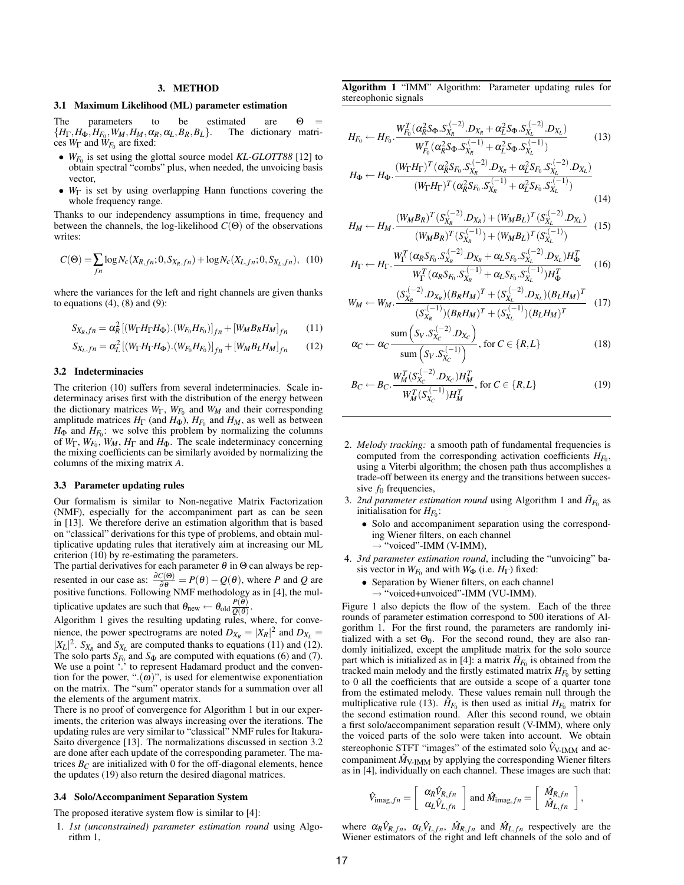## 3. METHOD

### 3.1 Maximum Likelihood (ML) parameter estimation

The parameters to be estimated are $\Theta = \{H_\Gamma, H_\Phi, H_{F_0}, W_M, H_M, \alpha_R, \alpha_L, B_R, B_L\}$. The dictionary matrices $W_\Gamma$ and $W_{F_0}$ are fixed:

- $W_{F_0}$ is set using the glottal source model *KL-GLOTT88* [12] to obtain spectral "combs" plus, when needed, the unvoicing basis vector,
- $W_\Gamma$ is set by using overlapping Hann functions covering the whole frequency range.

Thanks to our independency assumptions in time, frequency and between the channels, the log-likelihood $C(\Theta)$ of the observations writes:

$$C(\Theta) = \sum_{fn} \log N_c(X_{R,fn}; 0, S_{X_R,fn}) + \log N_c(X_{L,fn}; 0, S_{X_L,fn}), \quad (10)$$

where the variances for the left and right channels are given thanks to equations (4), (8) and (9):

$$S_{X_R,fn} = \alpha_R^2 \left[(W_\Gamma H_\Gamma H_\Phi).(W_{F_0} H_{F_0})\right]_{fn} + [W_M B_R H_M]_{fn} \quad (11)$$

$$S_{X_L,fn} = \alpha_L^2 \left[(W_\Gamma H_\Gamma H_\Phi).(W_{F_0} H_{F_0})\right]_{fn} + [W_M B_L H_M]_{fn} \quad (12)$$

### 3.2 Indeterminacies

The criterion (10) suffers from several indeterminacies. Scale indeterminacy arises first with the distribution of the energy between the dictionary matrices $W_\Gamma$, $W_{F_0}$ and $W_M$ and their corresponding amplitude matrices $H_\Gamma$ (and $H_\Phi$), $H_{F_0}$ and $H_M$, as well as between $H_\Phi$ and $H_{F_0}$: we solve this problem by normalizing the columns of $W_\Gamma$, $W_{F_0}$, $W_M$, $H_\Gamma$ and $H_\Phi$. The scale indeterminacy concerning the mixing coefficients can be similarly avoided by normalizing the columns of the mixing matrix $A$.

### 3.3 Parameter updating rules

Our formalism is similar to Non-negative Matrix Factorization (NMF), especially for the accompaniment part as can be seen in [13]. We therefore derive an estimation algorithm that is based on "classical" derivations for this type of problems, and obtain multiplicative updating rules that iteratively aim at increasing our ML criterion (10) by re-estimating the parameters.

The partial derivatives for each parameter $\theta$ in $\Theta$ can always be represented in our case as: $\frac{\partial C(\Theta)}{\partial \theta} = P(\theta) - Q(\theta)$, where $P$ and $Q$ are positive functions. Following NMF methodology as in [4], the multiplicative updates are such that $\theta_{\text{new}} \leftarrow \theta_{\text{old}} \frac{P(\theta)}{Q(\theta)}$.

Algorithm 1 gives the resulting updating rules, where, for convenience, the power spectrograms are noted $D_{X_R} = |X_R|^2$ and $D_{X_L} = |X_L|^2$. $S_{X_R}$ and $S_{X_L}$ are computed thanks to equations (11) and (12). The solo parts $S_{F_0}$ and $S_\Phi$ are computed with equations (6) and (7). We use a point '.' to represent Hadamard product and the convention for the power, ".$(\omega)$", is used for elementwise exponentiation on the matrix. The "sum" operator stands for a summation over all the elements of the argument matrix.

There is no proof of convergence for Algorithm 1 but in our experiments, the criterion was always increasing over the iterations. The updating rules are very similar to "classical" NMF rules for Itakura-Saito divergence [13]. The normalizations discussed in section 3.2 are done after each update of the corresponding parameter. The matrices $B_C$ are initialized with 0 for the off-diagonal elements, hence the updates (19) also return the desired diagonal matrices.

### 3.4 Solo/Accompaniment Separation System

The proposed iterative system flow is similar to [4]:

1. *1st (unconstrained) parameter estimation round* using Algorithm 1,

**Algorithm 1** "IMM" Algorithm: Parameter updating rules for stereophonic signals

$$H_{F_0} \leftarrow H_{F_0} \cdot \frac{W_{F_0}^T (\alpha_R^2 S_\Phi . S_{X_R}^{.(-2)} . D_{X_R} + \alpha_L^2 S_\Phi . S_{X_L}^{.(-2)} . D_{X_L})}{W_{F_0}^T (\alpha_R^2 S_\Phi . S_{X_R}^{.(-1)} + \alpha_L^2 S_\Phi . S_{X_L}^{.(-1)})} \quad (13)$$

$$H_\Phi \leftarrow H_\Phi \cdot \frac{(W_\Gamma H_\Gamma)^T (\alpha_R^2 S_{F_0} . S_{X_R}^{.(-2)} . D_{X_R} + \alpha_L^2 S_{F_0} . S_{X_L}^{.(-2)} . D_{X_L})}{(W_\Gamma H_\Gamma)^T (\alpha_R^2 S_{F_0} . S_{X_R}^{.(-1)} + \alpha_L^2 S_{F_0} . S_{X_L}^{.(-1)})} \quad (14)$$

$$H_M \leftarrow H_M \cdot \frac{(W_M B_R)^T (S_{X_R}^{.(-2)} . D_{X_R}) + (W_M B_L)^T (S_{X_L}^{.(-2)} . D_{X_L})}{(W_M B_R)^T (S_{X_R}^{.(-1)}) + (W_M B_L)^T (S_{X_L}^{.(-1)})} \quad (15)$$

$$H_\Gamma \leftarrow H_\Gamma \cdot \frac{W_\Gamma^T (\alpha_R S_{F_0} . S_{X_R}^{.(-2)} . D_{X_R} + \alpha_L S_{F_0} . S_{X_L}^{.(-2)} . D_{X_L}) H_\Phi^T}{W_\Gamma^T (\alpha_R S_{F_0} . S_{X_R}^{.(-1)} + \alpha_L S_{F_0} . S_{X_L}^{.(-1)}) H_\Phi^T} \quad (16)$$

$$W_M \leftarrow W_M \cdot \frac{(S_{X_R}^{.(-2)} . D_{X_R})(B_R H_M)^T + (S_{X_L}^{.(-2)} . D_{X_L})(B_L H_M)^T}{(S_{X_R}^{.(-1)})(B_R H_M)^T + (S_{X_L}^{.(-1)})(B_L H_M)^T} \quad (17)$$

$$\alpha_C \leftarrow \alpha_C \frac{\text{sum}\left(S_V . S_{X_C}^{.(-2)} . D_{X_C}\right)}{\text{sum}\left(S_V . S_{X_C}^{.(-1)}\right)}, \text{ for } C \in \{R, L\} \quad (18)$$

$$B_C \leftarrow B_C \cdot \frac{W_M^T (S_{X_C}^{.(-2)} . D_{X_C}) H_M^T}{W_M^T (S_{X_C}^{.(-1)}) H_M^T}, \text{ for } C \in \{R, L\} \quad (19)$$

2. *Melody tracking:* a smooth path of fundamental frequencies is computed from the corresponding activation coefficients $H_{F_0}$, using a Viterbi algorithm; the chosen path thus accomplishes a trade-off between its energy and the transitions between successive $f_0$ frequencies,
3. *2nd parameter estimation round* using Algorithm 1 and $\bar{H}_{F_0}$ as initialisation for $H_{F_0}$:
   - Solo and accompaniment separation using the corresponding Wiener filters, on each channel → "voiced"-IMM (V-IMM),
4. *3rd parameter estimation round*, including the "unvoicing" basis vector in $W_{F_0}$ and with $W_\Phi$ (i.e. $H_\Gamma$) fixed:
   - Separation by Wiener filters, on each channel → "voiced+unvoiced"-IMM (VU-IMM).

Figure 1 also depicts the flow of the system. Each of the three rounds of parameter estimation correspond to 500 iterations of Algorithm 1. For the first round, the parameters are randomly initialized with a set $\Theta_0$. For the second round, they are also randomly initialized, except the amplitude matrix for the solo source part which is initialized as in [4]: a matrix $\bar{H}_{F_0}$ is obtained from the tracked main melody and the firstly estimated matrix $H_{F_0}$ by setting to 0 all the coefficients that are outside a scope of a quarter tone from the estimated melody. These values remain null through the multiplicative rule (13). $\bar{H}_{F_0}$ is then used as initial $H_{F_0}$ matrix for the second estimation round. After this second round, we obtain a first solo/accompaniment separation result (V-IMM), where only the voiced parts of the solo were taken into account. We obtain stereophonic STFT "images" of the estimated solo $\hat{V}_{\text{V-IMM}}$ and accompaniment $\hat{M}_{\text{V-IMM}}$ by applying the corresponding Wiener filters as in [4], individually on each channel. These images are such that:

$$\hat{V}_{\text{imag},fn} = \begin{bmatrix} \alpha_R \hat{V}_{R,fn} \\ \alpha_L \hat{V}_{L,fn} \end{bmatrix} \text{ and } \hat{M}_{\text{imag},fn} = \begin{bmatrix} \hat{M}_{R,fn} \\ \hat{M}_{L,fn} \end{bmatrix},$$

where $\alpha_R \hat{V}_{R,fn}$, $\alpha_L \hat{V}_{L,fn}$, $\hat{M}_{R,fn}$ and $\hat{M}_{L,fn}$ respectively are the Wiener estimators of the right and left channels of the solo and of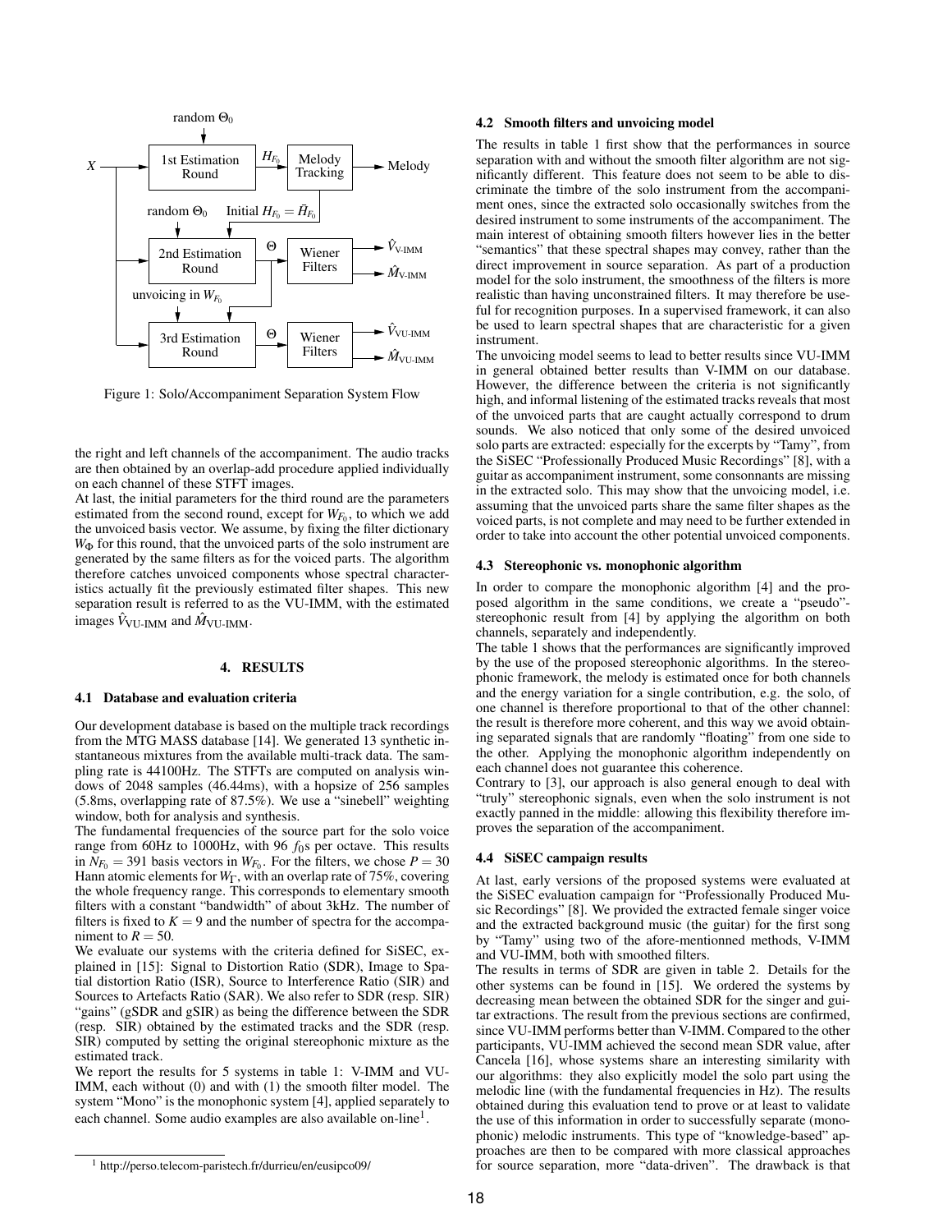Figure 1: Solo/Accompaniment Separation System Flow

the right and left channels of the accompaniment. The audio tracks are then obtained by an overlap-add procedure applied individually on each channel of these STFT images.

At last, the initial parameters for the third round are the parameters estimated from the second round, except for $W_{F_0}$, to which we add the unvoiced basis vector. We assume, by fixing the filter dictionary $W_\Phi$ for this round, that the unvoiced parts of the solo instrument are generated by the same filters as for the voiced parts. The algorithm therefore catches unvoiced components whose spectral characteristics actually fit the previously estimated filter shapes. This new separation result is referred to as the VU-IMM, with the estimated images $\hat{V}_{\text{VU-IMM}}$ and $\hat{M}_{\text{VU-IMM}}$.

## 4. RESULTS

### 4.1 Database and evaluation criteria

Our development database is based on the multiple track recordings from the MTG MASS database [14]. We generated 13 synthetic instantaneous mixtures from the available multi-track data. The sampling rate is 44100Hz. The STFTs are computed on analysis windows of 2048 samples (46.44ms), with a hopsize of 256 samples (5.8ms, overlapping rate of 87.5%). We use a "sinebell" weighting window, both for analysis and synthesis.

The fundamental frequencies of the source part for the solo voice range from 60Hz to 1000Hz, with 96 $f_0$s per octave. This results in $N_{F_0} = 391$ basis vectors in $W_{F_0}$. For the filters, we chose $P = 30$ Hann atomic elements for $W_\Gamma$, with an overlap rate of 75%, covering the whole frequency range. This corresponds to elementary smooth filters with a constant "bandwidth" of about 3kHz. The number of filters is fixed to $K = 9$ and the number of spectra for the accompaniment to $R = 50$.

We evaluate our systems with the criteria defined for SiSEC, explained in [15]: Signal to Distortion Ratio (SDR), Image to Spatial distortion Ratio (ISR), Source to Interference Ratio (SIR) and Sources to Artefacts Ratio (SAR). We also refer to SDR (resp. SIR) "gains" (gSDR and gSIR) as being the difference between the SDR (resp. SIR) obtained by the estimated tracks and the SDR (resp. SIR) computed by setting the original stereophonic mixture as the estimated track.

We report the results for 5 systems in table 1: V-IMM and VU-IMM, each without (0) and with (1) the smooth filter model. The system "Mono" is the monophonic system [4], applied separately to each channel. Some audio examples are also available on-line[1].

[1] http://perso.telecom-paristech.fr/durrieu/en/eusipco09/

### 4.2 Smooth filters and unvoicing model

The results in table 1 first show that the performances in source separation with and without the smooth filter algorithm are not significantly different. This feature does not seem to be able to discriminate the timbre of the solo instrument from the accompaniment ones, since the extracted solo occasionally switches from the desired instrument to some instruments of the accompaniment. The main interest of obtaining smooth filters however lies in the better "semantics" that these spectral shapes may convey, rather than the direct improvement in source separation. As part of a production model for the solo instrument, the smoothness of the filters is more realistic than having unconstrained filters. It may therefore be useful for recognition purposes. In a supervised framework, it can also be used to learn spectral shapes that are characteristic for a given instrument.

The unvoicing model seems to lead to better results since VU-IMM in general obtained better results than V-IMM on our database. However, the difference between the criteria is not significantly high, and informal listening of the estimated tracks reveals that most of the unvoiced parts that are caught actually correspond to drum sounds. We also noticed that only some of the desired unvoiced solo parts are extracted: especially for the excerpts by "Tamy", from the SiSEC "Professionally Produced Music Recordings" [8], with a guitar as accompaniment instrument, some consonnants are missing in the extracted solo. This may show that the unvoicing model, i.e. assuming that the unvoiced parts share the same filter shapes as the voiced parts, is not complete and may need to be further extended in order to take into account the other potential unvoiced components.

### 4.3 Stereophonic vs. monophonic algorithm

In order to compare the monophonic algorithm [4] and the proposed algorithm in the same conditions, we create a "pseudo"-stereophonic result from [4] by applying the algorithm on both channels, separately and independently.

The table 1 shows that the performances are significantly improved by the use of the proposed stereophonic algorithms. In the stereophonic framework, the melody is estimated once for both channels and the energy variation for a single contribution, e.g. the solo, of one channel is therefore proportional to that of the other channel: the result is therefore more coherent, and this way we avoid obtaining separated signals that are randomly "floating" from one side to the other. Applying the monophonic algorithm independently on each channel does not guarantee this coherence.

Contrary to [3], our approach is also general enough to deal with "truly" stereophonic signals, even when the solo instrument is not exactly panned in the middle: allowing this flexibility therefore improves the separation of the accompaniment.

### 4.4 SiSEC campaign results

At last, early versions of the proposed systems were evaluated at the SiSEC evaluation campaign for "Professionally Produced Music Recordings" [8]. We provided the extracted female singer voice and the extracted background music (the guitar) for the first song by "Tamy" using two of the afore-mentionned methods, V-IMM and VU-IMM, both with smoothed filters.

The results in terms of SDR are given in table 2. Details for the other systems can be found in [15]. We ordered the systems by decreasing mean between the obtained SDR for the singer and guitar extractions. The result from the previous sections are confirmed, since VU-IMM performs better than V-IMM. Compared to the other participants, VU-IMM achieved the second mean SDR value, after Cancela [16], whose systems share an interesting similarity with our algorithms: they also explicitly model the solo part using the melodic line (with the fundamental frequencies in Hz). The results obtained during this evaluation tend to prove or at least to validate the use of this information in order to successfully separate (monophonic) melodic instruments. This type of "knowledge-based" approaches are then to be compared with more classical approaches for source separation, more "data-driven". The drawback is that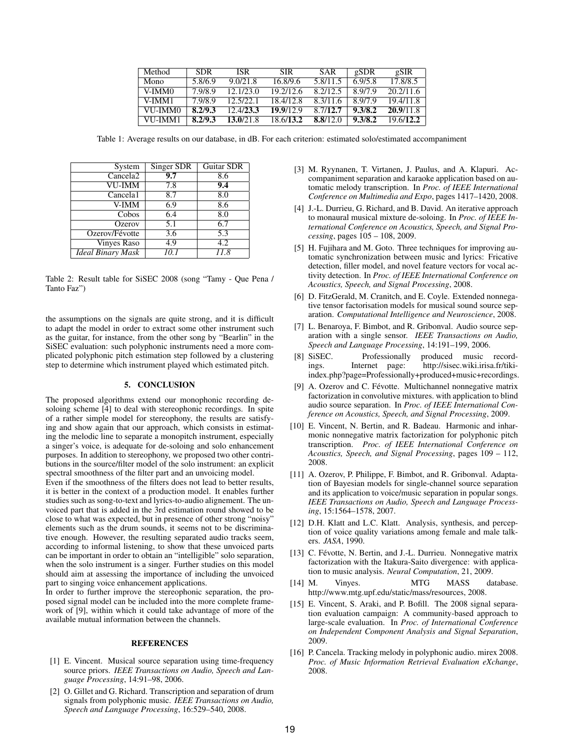| Method | SDR | ISR | SIR | SAR | gSDR | gSIR |
|---|---|---|---|---|---|---|
| Mono | 5.8/6.9 | 9.0/21.8 | 16.8/9.6 | 5.8/11.5 | 6.9/5.8 | 17.8/8.5 |
| V-IMM0 | 7.9/8.9 | 12.1/23.0 | 19.2/12.6 | 8.2/12.5 | 8.9/7.9 | 20.2/11.6 |
| V-IMM1 | 7.9/8.9 | 12.5/22.1 | 18.4/12.8 | 8.3/11.6 | 8.9/7.9 | 19.4/11.8 |
| VU-IMM0 | **8.2/9.3** | 12.4/**23.3** | **19.9**/12.9 | 8.7/**12.7** | **9.3/8.2** | **20.9**/11.8 |
| VU-IMM1 | **8.2/9.3** | **13.0**/21.8 | 18.6/**13.2** | **8.8**/12.0 | **9.3/8.2** | 19.6/**12.2** |

Table 1: Average results on our database, in dB. For each criterion: estimated solo/estimated accompaniment

| System | Singer SDR | Guitar SDR |
|---|---|---|
| Cancela2 | **9.7** | 8.6 |
| VU-IMM | 7.8 | **9.4** |
| Cancela1 | 8.7 | 8.0 |
| V-IMM | 6.9 | 8.6 |
| Cobos | 6.4 | 8.0 |
| Ozerov | 5.1 | 6.7 |
| Ozerov/Févotte | 3.6 | 5.3 |
| Vinyes Raso | 4.9 | 4.2 |
| *Ideal Binary Mask* | *10.1* | *11.8* |

Table 2: Result table for SiSEC 2008 (song "Tamy - Que Pena / Tanto Faz")

the assumptions on the signals are quite strong, and it is difficult to adapt the model in order to extract some other instrument such as the guitar, for instance, from the other song by "Bearlin" in the SiSEC evaluation: such polyphonic instruments need a more complicated polyphonic pitch estimation step followed by a clustering step to determine which instrument played which estimated pitch.

## 5. CONCLUSION

The proposed algorithms extend our monophonic recording de-soloing scheme [4] to deal with stereophonic recordings. In spite of a rather simple model for stereophony, the results are satisfying and show again that our approach, which consists in estimating the melodic line to separate a monopitch instrument, especially a singer's voice, is adequate for de-soloing and solo enhancement purposes. In addition to stereophony, we proposed two other contributions in the source/filter model of the solo instrument: an explicit spectral smoothness of the filter part and an unvoicing model.

Even if the smoothness of the filters does not lead to better results, it is better in the context of a production model. It enables further studies such as song-to-text and lyrics-to-audio alignement. The unvoiced part that is added in the 3rd estimation round showed to be close to what was expected, but in presence of other strong "noisy" elements such as the drum sounds, it seems not to be discriminative enough. However, the resulting separated audio tracks seem, according to informal listening, to show that these unvoiced parts can be important in order to obtain an "intelligible" solo separation, when the solo instrument is a singer. Further studies on this model should aim at assessing the importance of including the unvoiced part to singing voice enhancement applications.

In order to further improve the stereophonic separation, the proposed signal model can be included into the more complete framework of [9], within which it could take advantage of more of the available mutual information between the channels.

## REFERENCES

[1] E. Vincent. Musical source separation using time-frequency source priors. *IEEE Transactions on Audio, Speech and Language Processing*, 14:91–98, 2006.

[2] O. Gillet and G. Richard. Transcription and separation of drum signals from polyphonic music. *IEEE Transactions on Audio, Speech and Language Processing*, 16:529–540, 2008.

[3] M. Ryynanen, T. Virtanen, J. Paulus, and A. Klapuri. Accompaniment separation and karaoke application based on automatic melody transcription. In *Proc. of IEEE International Conference on Multimedia and Expo*, pages 1417–1420, 2008.

[4] J.-L. Durrieu, G. Richard, and B. David. An iterative approach to monaural musical mixture de-soloing. In *Proc. of IEEE International Conference on Acoustics, Speech, and Signal Processing*, pages 105 – 108, 2009.

[5] H. Fujihara and M. Goto. Three techniques for improving automatic synchronization between music and lyrics: Fricative detection, filler model, and novel feature vectors for vocal activity detection. In *Proc. of IEEE International Conference on Acoustics, Speech, and Signal Processing*, 2008.

[6] D. FitzGerald, M. Cranitch, and E. Coyle. Extended nonnegative tensor factorisation models for musical sound source separation. *Computational Intelligence and Neuroscience*, 2008.

[7] L. Benaroya, F. Bimbot, and R. Gribonval. Audio source separation with a single sensor. *IEEE Transactions on Audio, Speech and Language Processing*, 14:191–199, 2006.

[8] SiSEC. Professionally produced music recordings. Internet page: http://sisec.wiki.irisa.fr/tiki-index.php?page=Professionally+produced+music+recordings.

[9] A. Ozerov and C. Févotte. Multichannel nonnegative matrix factorization in convolutive mixtures. with application to blind audio source separation. In *Proc. of IEEE International Conference on Acoustics, Speech, and Signal Processing*, 2009.

[10] E. Vincent, N. Bertin, and R. Badeau. Harmonic and inharmonic nonnegative matrix factorization for polyphonic pitch transcription. *Proc. of IEEE International Conference on Acoustics, Speech, and Signal Processing*, pages 109 – 112, 2008.

[11] A. Ozerov, P. Philippe, F. Bimbot, and R. Gribonval. Adaptation of Bayesian models for single-channel source separation and its application to voice/music separation in popular songs. *IEEE Transactions on Audio, Speech and Language Processing*, 15:1564–1578, 2007.

[12] D.H. Klatt and L.C. Klatt. Analysis, synthesis, and perception of voice quality variations among female and male talkers. *JASA*, 1990.

[13] C. Févotte, N. Bertin, and J.-L. Durrieu. Nonnegative matrix factorization with the Itakura-Saito divergence: with application to music analysis. *Neural Computation*, 21, 2009.

[14] M. Vinyes. MTG MASS database. http://www.mtg.upf.edu/static/mass/resources, 2008.

[15] E. Vincent, S. Araki, and P. Bofill. The 2008 signal separation evaluation campaign: A community-based approach to large-scale evaluation. In *Proc. of International Conference on Independent Component Analysis and Signal Separation*, 2009.

[16] P. Cancela. Tracking melody in polyphonic audio. mirex 2008. *Proc. of Music Information Retrieval Evaluation eXchange*, 2008.